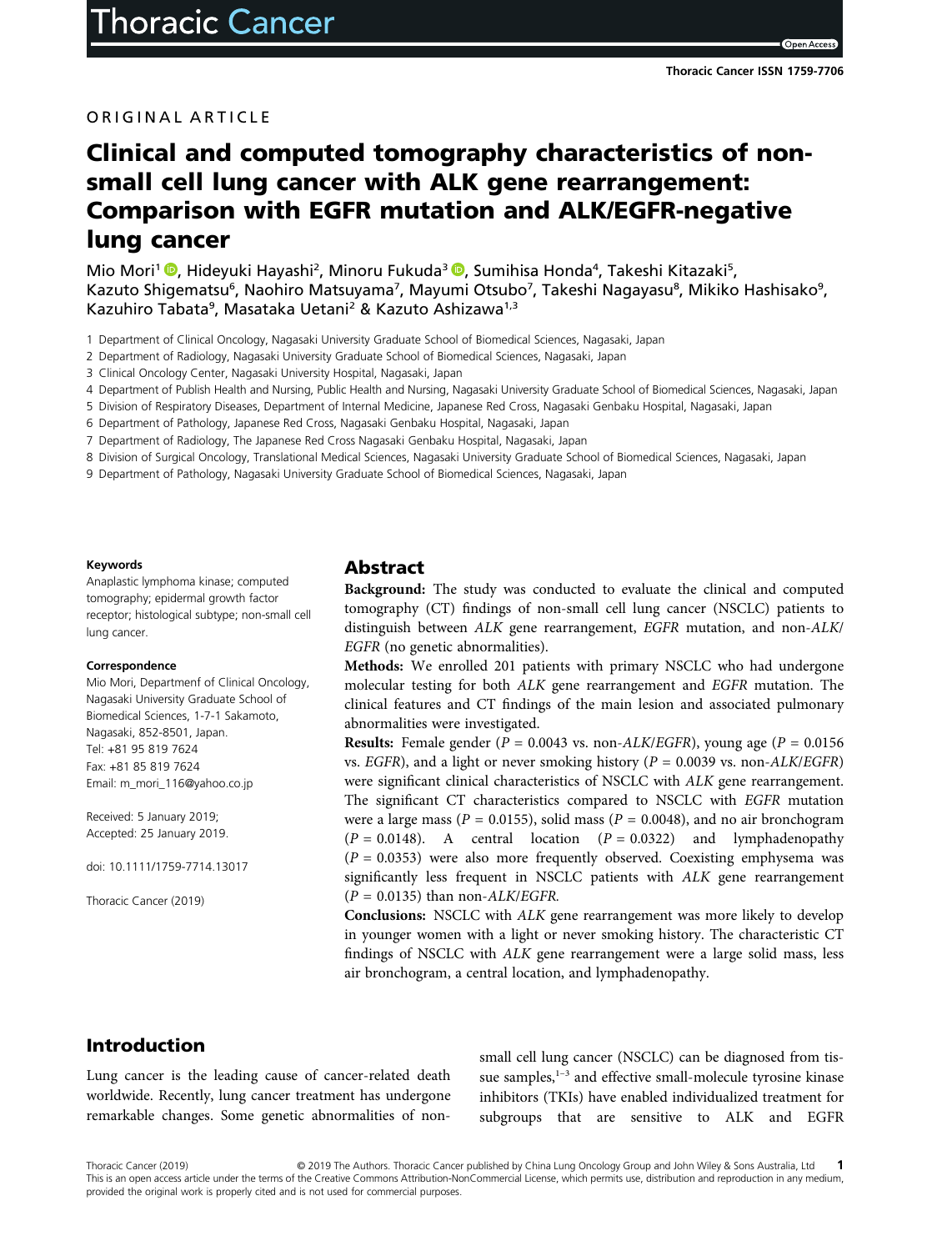ORIGINAL ARTICLE

# Clinical and computed tomography characteristics of non-small cell lung cancer with ALK gene rearrangement: Comparison with EGFR mutation and ALK/EGFR-negative lung cancer

Mio Mori[1], Hideyuki Hayashi[2], Minoru Fukuda[3], Sumihisa Honda[4], Takeshi Kitazaki[5], Kazuto Shigematsu[6], Naohiro Matsuyama[7], Mayumi Otsubo[7], Takeshi Nagayasu[8], Mikiko Hashisako[9], Kazuhiro Tabata[9], Masataka Uetani[2] & Kazuto Ashizawa[1,3]

1 Department of Clinical Oncology, Nagasaki University Graduate School of Biomedical Sciences, Nagasaki, Japan
2 Department of Radiology, Nagasaki University Graduate School of Biomedical Sciences, Nagasaki, Japan
3 Clinical Oncology Center, Nagasaki University Hospital, Nagasaki, Japan
4 Department of Publish Health and Nursing, Public Health and Nursing, Nagasaki University Graduate School of Biomedical Sciences, Nagasaki, Japan
5 Division of Respiratory Diseases, Department of Internal Medicine, Japanese Red Cross, Nagasaki Genbaku Hospital, Nagasaki, Japan
6 Department of Pathology, Japanese Red Cross, Nagasaki Genbaku Hospital, Nagasaki, Japan
7 Department of Radiology, The Japanese Red Cross Nagasaki Genbaku Hospital, Nagasaki, Japan
8 Division of Surgical Oncology, Translational Medical Sciences, Nagasaki University Graduate School of Biomedical Sciences, Nagasaki, Japan
9 Department of Pathology, Nagasaki University Graduate School of Biomedical Sciences, Nagasaki, Japan

**Keywords**

Anaplastic lymphoma kinase; computed tomography; epidermal growth factor receptor; histological subtype; non-small cell lung cancer.

**Correspondence**

Mio Mori, Departmenf of Clinical Oncology, Nagasaki University Graduate School of Biomedical Sciences, 1-7-1 Sakamoto, Nagasaki, 852-8501, Japan.
Tel: +81 95 819 7624
Fax: +81 85 819 7624
Email: m_mori_116@yahoo.co.jp

Received: 5 January 2019;
Accepted: 25 January 2019.

doi: 10.1111/1759-7714.13017

Thoracic Cancer (2019)

## Abstract

**Background:** The study was conducted to evaluate the clinical and computed tomography (CT) findings of non-small cell lung cancer (NSCLC) patients to distinguish between *ALK* gene rearrangement, *EGFR* mutation, and non-*ALK*/*EGFR* (no genetic abnormalities).

**Methods:** We enrolled 201 patients with primary NSCLC who had undergone molecular testing for both *ALK* gene rearrangement and *EGFR* mutation. The clinical features and CT findings of the main lesion and associated pulmonary abnormalities were investigated.

**Results:** Female gender ($P = 0.0043$ vs. non-*ALK*/*EGFR*), young age ($P = 0.0156$ vs. *EGFR*), and a light or never smoking history ($P = 0.0039$ vs. non-*ALK*/*EGFR*) were significant clinical characteristics of NSCLC with *ALK* gene rearrangement. The significant CT characteristics compared to NSCLC with *EGFR* mutation were a large mass ($P = 0.0155$), solid mass ($P = 0.0048$), and no air bronchogram ($P = 0.0148$). A central location ($P = 0.0322$) and lymphadenopathy ($P = 0.0353$) were also more frequently observed. Coexisting emphysema was significantly less frequent in NSCLC patients with *ALK* gene rearrangement ($P = 0.0135$) than non-*ALK*/*EGFR*.

**Conclusions:** NSCLC with *ALK* gene rearrangement was more likely to develop in younger women with a light or never smoking history. The characteristic CT findings of NSCLC with *ALK* gene rearrangement were a large solid mass, less air bronchogram, a central location, and lymphadenopathy.

## Introduction

Lung cancer is the leading cause of cancer-related death worldwide. Recently, lung cancer treatment has undergone remarkable changes. Some genetic abnormalities of non-small cell lung cancer (NSCLC) can be diagnosed from tissue samples,[1–3] and effective small-molecule tyrosine kinase inhibitors (TKIs) have enabled individualized treatment for subgroups that are sensitive to ALK and EGFR

© 2019 The Authors. Thoracic Cancer published by China Lung Oncology Group and John Wiley & Sons Australia, Ltd
This is an open access article under the terms of the Creative Commons Attribution-NonCommercial License, which permits use, distribution and reproduction in any medium, provided the original work is properly cited and is not used for commercial purposes.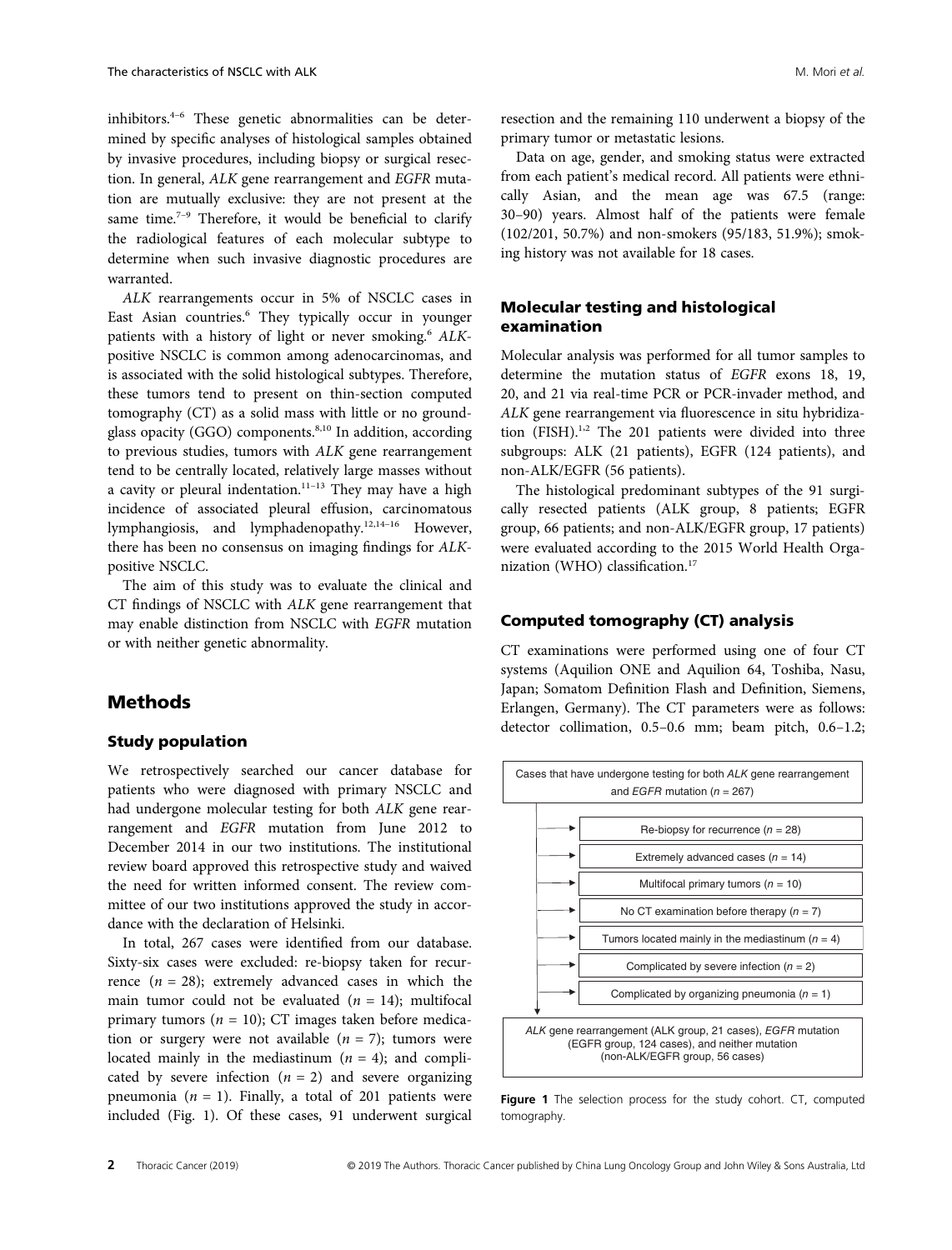inhibitors.[4–6] These genetic abnormalities can be determined by specific analyses of histological samples obtained by invasive procedures, including biopsy or surgical resection. In general, *ALK* gene rearrangement and *EGFR* mutation are mutually exclusive: they are not present at the same time.[7–9] Therefore, it would be beneficial to clarify the radiological features of each molecular subtype to determine when such invasive diagnostic procedures are warranted.

*ALK* rearrangements occur in 5% of NSCLC cases in East Asian countries.[6] They typically occur in younger patients with a history of light or never smoking.[6] *ALK*-positive NSCLC is common among adenocarcinomas, and is associated with the solid histological subtypes. Therefore, these tumors tend to present on thin-section computed tomography (CT) as a solid mass with little or no ground-glass opacity (GGO) components.[8,10] In addition, according to previous studies, tumors with *ALK* gene rearrangement tend to be centrally located, relatively large masses without a cavity or pleural indentation.[11–13] They may have a high incidence of associated pleural effusion, carcinomatous lymphangiosis, and lymphadenopathy.[12,14–16] However, there has been no consensus on imaging findings for *ALK*-positive NSCLC.

The aim of this study was to evaluate the clinical and CT findings of NSCLC with *ALK* gene rearrangement that may enable distinction from NSCLC with *EGFR* mutation or with neither genetic abnormality.

## Methods

### Study population

We retrospectively searched our cancer database for patients who were diagnosed with primary NSCLC and had undergone molecular testing for both *ALK* gene rearrangement and *EGFR* mutation from June 2012 to December 2014 in our two institutions. The institutional review board approved this retrospective study and waived the need for written informed consent. The review committee of our two institutions approved the study in accordance with the declaration of Helsinki.

In total, 267 cases were identified from our database. Sixty-six cases were excluded: re-biopsy taken for recurrence ($n$ = 28); extremely advanced cases in which the main tumor could not be evaluated ($n$ = 14); multifocal primary tumors ($n$ = 10); CT images taken before medication or surgery were not available ($n$ = 7); tumors were located mainly in the mediastinum ($n$ = 4); and complicated by severe infection ($n$ = 2) and severe organizing pneumonia ($n$ = 1). Finally, a total of 201 patients were included (Fig. 1). Of these cases, 91 underwent surgical resection and the remaining 110 underwent a biopsy of the primary tumor or metastatic lesions.

Data on age, gender, and smoking status were extracted from each patient's medical record. All patients were ethnically Asian, and the mean age was 67.5 (range: 30–90) years. Almost half of the patients were female (102/201, 50.7%) and non-smokers (95/183, 51.9%); smoking history was not available for 18 cases.

### Molecular testing and histological examination

Molecular analysis was performed for all tumor samples to determine the mutation status of *EGFR* exons 18, 19, 20, and 21 via real-time PCR or PCR-invader method, and *ALK* gene rearrangement via fluorescence in situ hybridization (FISH).[1,2] The 201 patients were divided into three subgroups: ALK (21 patients), EGFR (124 patients), and non-ALK/EGFR (56 patients).

The histological predominant subtypes of the 91 surgically resected patients (ALK group, 8 patients; EGFR group, 66 patients; and non-ALK/EGFR group, 17 patients) were evaluated according to the 2015 World Health Organization (WHO) classification.[17]

### Computed tomography (CT) analysis

CT examinations were performed using one of four CT systems (Aquilion ONE and Aquilion 64, Toshiba, Nasu, Japan; Somatom Definition Flash and Definition, Siemens, Erlangen, Germany). The CT parameters were as follows: detector collimation, 0.5–0.6 mm; beam pitch, 0.6–1.2;

Cases that have undergone testing for both *ALK* gene rearrangement and *EGFR* mutation ($n$ = 267)

- Re-biopsy for recurrence ($n$ = 28)
- Extremely advanced cases ($n$ = 14)
- Multifocal primary tumors ($n$ = 10)
- No CT examination before therapy ($n$ = 7)
- Tumors located mainly in the mediastinum ($n$ = 4)
- Complicated by severe infection ($n$ = 2)
- Complicated by organizing pneumonia ($n$ = 1)

*ALK* gene rearrangement (ALK group, 21 cases), *EGFR* mutation (EGFR group, 124 cases), and neither mutation (non-ALK/EGFR group, 56 cases)

**Figure 1** The selection process for the study cohort. CT, computed tomography.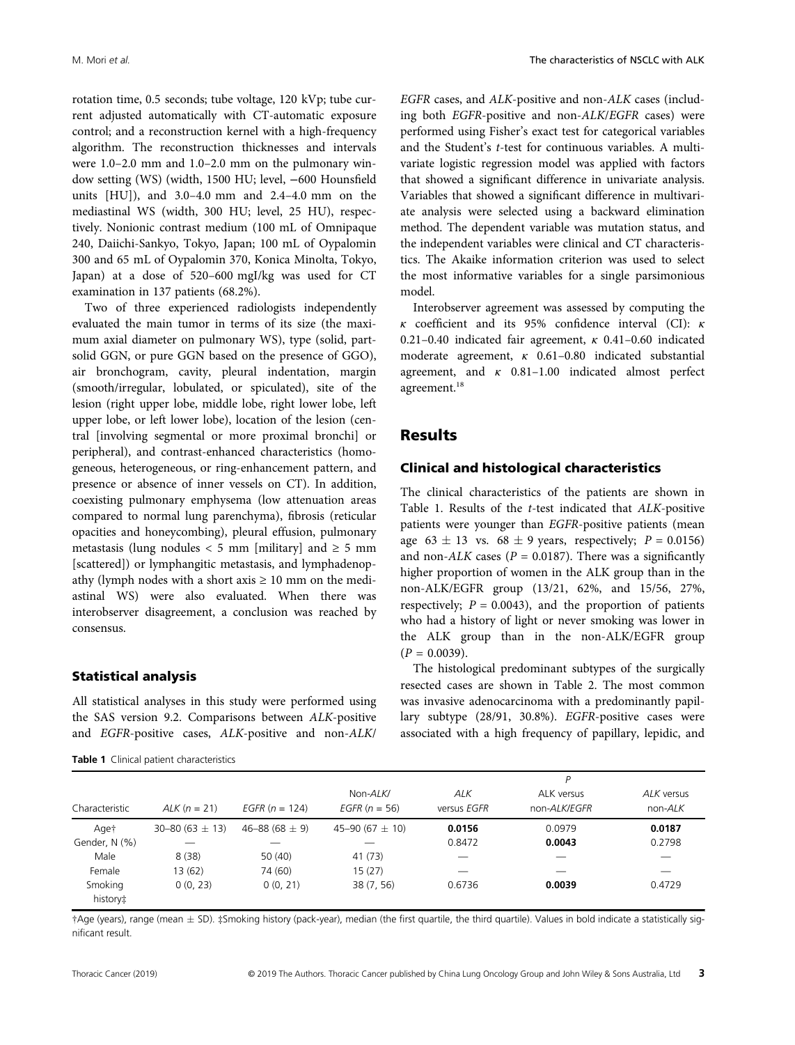rotation time, 0.5 seconds; tube voltage, 120 kVp; tube current adjusted automatically with CT-automatic exposure control; and a reconstruction kernel with a high-frequency algorithm. The reconstruction thicknesses and intervals were 1.0–2.0 mm and 1.0–2.0 mm on the pulmonary window setting (WS) (width, 1500 HU; level, −600 Hounsfield units [HU]), and 3.0–4.0 mm and 2.4–4.0 mm on the mediastinal WS (width, 300 HU; level, 25 HU), respectively. Nonionic contrast medium (100 mL of Omnipaque 240, Daiichi-Sankyo, Tokyo, Japan; 100 mL of Oypalomin 300 and 65 mL of Oypalomin 370, Konica Minolta, Tokyo, Japan) at a dose of 520–600 mgI/kg was used for CT examination in 137 patients (68.2%).

Two of three experienced radiologists independently evaluated the main tumor in terms of its size (the maximum axial diameter on pulmonary WS), type (solid, part-solid GGN, or pure GGN based on the presence of GGO), air bronchogram, cavity, pleural indentation, margin (smooth/irregular, lobulated, or spiculated), site of the lesion (right upper lobe, middle lobe, right lower lobe, left upper lobe, or left lower lobe), location of the lesion (central [involving segmental or more proximal bronchi] or peripheral), and contrast-enhanced characteristics (homogeneous, heterogeneous, or ring-enhancement pattern, and presence or absence of inner vessels on CT). In addition, coexisting pulmonary emphysema (low attenuation areas compared to normal lung parenchyma), fibrosis (reticular opacities and honeycombing), pleural effusion, pulmonary metastasis (lung nodules < 5 mm [military] and ≥ 5 mm [scattered]) or lymphangitic metastasis, and lymphadenopathy (lymph nodes with a short axis ≥ 10 mm on the mediastinal WS) were also evaluated. When there was interobserver disagreement, a conclusion was reached by consensus.

### Statistical analysis

All statistical analyses in this study were performed using the SAS version 9.2. Comparisons between *ALK*-positive and *EGFR*-positive cases, *ALK*-positive and non-*ALK*/*EGFR* cases, and *ALK*-positive and non-*ALK* cases (including both *EGFR*-positive and non-*ALK*/*EGFR* cases) were performed using Fisher's exact test for categorical variables and the Student's *t*-test for continuous variables. A multivariate logistic regression model was applied with factors that showed a significant difference in univariate analysis. Variables that showed a significant difference in multivariate analysis were selected using a backward elimination method. The dependent variable was mutation status, and the independent variables were clinical and CT characteristics. The Akaike information criterion was used to select the most informative variables for a single parsimonious model.

Interobserver agreement was assessed by computing the $\kappa$ coefficient and its 95% confidence interval (CI): $\kappa$ 0.21–0.40 indicated fair agreement, $\kappa$ 0.41–0.60 indicated moderate agreement, $\kappa$ 0.61–0.80 indicated substantial agreement, and $\kappa$ 0.81–1.00 indicated almost perfect agreement.[18]

## Results

### Clinical and histological characteristics

The clinical characteristics of the patients are shown in Table 1. Results of the *t*-test indicated that *ALK*-positive patients were younger than *EGFR*-positive patients (mean age $63 \pm 13$ vs. $68 \pm 9$ years, respectively; $P = 0.0156$) and non-*ALK* cases ($P = 0.0187$). There was a significantly higher proportion of women in the ALK group than in the non-ALK/EGFR group (13/21, 62%, and 15/56, 27%, respectively; $P = 0.0043$), and the proportion of patients who had a history of light or never smoking was lower in the ALK group than in the non-ALK/EGFR group ($P = 0.0039$).

The histological predominant subtypes of the surgically resected cases are shown in Table 2. The most common was invasive adenocarcinoma with a predominantly papillary subtype (28/91, 30.8%). *EGFR*-positive cases were associated with a high frequency of papillary, lepidic, and

**Table 1** Clinical patient characteristics

| Characteristic | *ALK* (n = 21) | *EGFR* (n = 124) | Non-*ALK*/ *EGFR* (n = 56) | *P* *ALK* versus *EGFR* | *P* ALK versus non-*ALK*/*EGFR* | *P* *ALK* versus non-*ALK* |
|---|---|---|---|---|---|---|
| Age† | 30–80 (63 ± 13) | 46–88 (68 ± 9) | 45–90 (67 ± 10) | **0.0156** | 0.0979 | **0.0187** |
| Gender, N (%) | — | — | — | 0.8472 | **0.0043** | 0.2798 |
| Male | 8 (38) | 50 (40) | 41 (73) | — | — | — |
| Female | 13 (62) | 74 (60) | 15 (27) | — | — | — |
| Smoking history‡ | 0 (0, 23) | 0 (0, 21) | 38 (7, 56) | 0.6736 | **0.0039** | 0.4729 |

†Age (years), range (mean ± SD). ‡Smoking history (pack-year), median (the first quartile, the third quartile). Values in bold indicate a statistically significant result.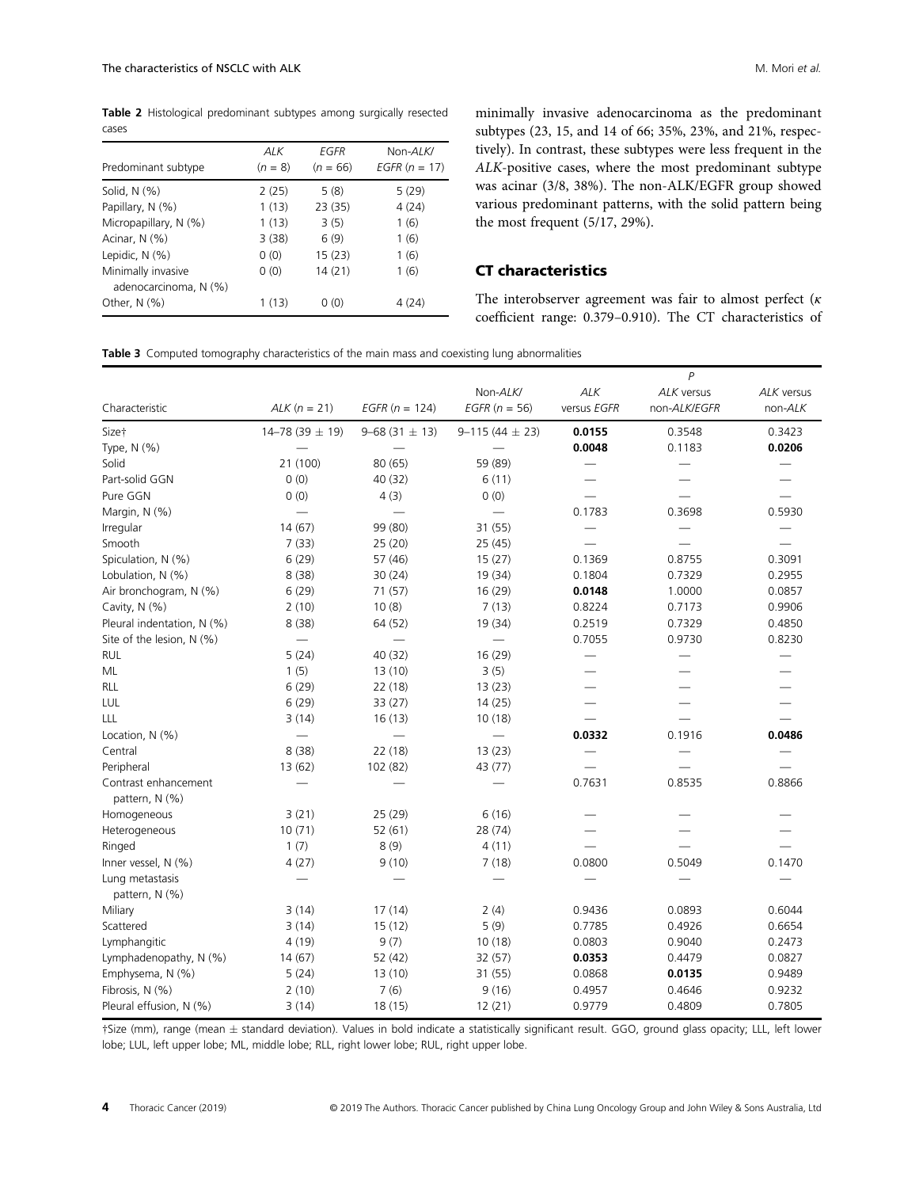**Table 2** Histological predominant subtypes among surgically resected cases

| Predominant subtype | *ALK* (*n* = 8) | *EGFR* (*n* = 66) | Non-*ALK/EGFR* (*n* = 17) |
|---|---|---|---|
| Solid, N (%) | 2 (25) | 5 (8) | 5 (29) |
| Papillary, N (%) | 1 (13) | 23 (35) | 4 (24) |
| Micropapillary, N (%) | 1 (13) | 3 (5) | 1 (6) |
| Acinar, N (%) | 3 (38) | 6 (9) | 1 (6) |
| Lepidic, N (%) | 0 (0) | 15 (23) | 1 (6) |
| Minimally invasive adenocarcinoma, N (%) | 0 (0) | 14 (21) | 1 (6) |
| Other, N (%) | 1 (13) | 0 (0) | 4 (24) |

minimally invasive adenocarcinoma as the predominant subtypes (23, 15, and 14 of 66; 35%, 23%, and 21%, respectively). In contrast, these subtypes were less frequent in the *ALK*-positive cases, where the most predominant subtype was acinar (3/8, 38%). The non-ALK/EGFR group showed various predominant patterns, with the solid pattern being the most frequent (5/17, 29%).

## CT characteristics

The interobserver agreement was fair to almost perfect ($\kappa$ coefficient range: 0.379–0.910). The CT characteristics of

**Table 3** Computed tomography characteristics of the main mass and coexisting lung abnormalities

| Characteristic | *ALK* (*n* = 21) | *EGFR* (*n* = 124) | Non-*ALK/EGFR* (*n* = 56) | *P* *ALK* versus *EGFR* | *P* *ALK* versus non-*ALK/EGFR* | *P* *ALK* versus non-*ALK* |
|---|---|---|---|---|---|---|
| Size† | 14–78 (39 ± 19) | 9–68 (31 ± 13) | 9–115 (44 ± 23) | **0.0155** | 0.3548 | 0.3423 |
| Type, N (%) | — | — | — | **0.0048** | 0.1183 | **0.0206** |
| Solid | 21 (100) | 80 (65) | 59 (89) | — | — | — |
| Part-solid GGN | 0 (0) | 40 (32) | 6 (11) | — | — | — |
| Pure GGN | 0 (0) | 4 (3) | 0 (0) | — | — | — |
| Margin, N (%) | — | — | — | 0.1783 | 0.3698 | 0.5930 |
| Irregular | 14 (67) | 99 (80) | 31 (55) | — | — | — |
| Smooth | 7 (33) | 25 (20) | 25 (45) | — | — | — |
| Spiculation, N (%) | 6 (29) | 57 (46) | 15 (27) | 0.1369 | 0.8755 | 0.3091 |
| Lobulation, N (%) | 8 (38) | 30 (24) | 19 (34) | 0.1804 | 0.7329 | 0.2955 |
| Air bronchogram, N (%) | 6 (29) | 71 (57) | 16 (29) | **0.0148** | 1.0000 | 0.0857 |
| Cavity, N (%) | 2 (10) | 10 (8) | 7 (13) | 0.8224 | 0.7173 | 0.9906 |
| Pleural indentation, N (%) | 8 (38) | 64 (52) | 19 (34) | 0.2519 | 0.7329 | 0.4850 |
| Site of the lesion, N (%) | — | — | — | 0.7055 | 0.9730 | 0.8230 |
| RUL | 5 (24) | 40 (32) | 16 (29) | — | — | — |
| ML | 1 (5) | 13 (10) | 3 (5) | — | — | — |
| RLL | 6 (29) | 22 (18) | 13 (23) | — | — | — |
| LUL | 6 (29) | 33 (27) | 14 (25) | — | — | — |
| LLL | 3 (14) | 16 (13) | 10 (18) | — | — | — |
| Location, N (%) | — | — | — | **0.0332** | 0.1916 | **0.0486** |
| Central | 8 (38) | 22 (18) | 13 (23) | — | — | — |
| Peripheral | 13 (62) | 102 (82) | 43 (77) | — | — | — |
| Contrast enhancement pattern, N (%) | — | — | — | 0.7631 | 0.8535 | 0.8866 |
| Homogeneous | 3 (21) | 25 (29) | 6 (16) | — | — | — |
| Heterogeneous | 10 (71) | 52 (61) | 28 (74) | — | — | — |
| Ringed | 1 (7) | 8 (9) | 4 (11) | — | — | — |
| Inner vessel, N (%) | 4 (27) | 9 (10) | 7 (18) | 0.0800 | 0.5049 | 0.1470 |
| Lung metastasis pattern, N (%) | — | — | — | — | — | — |
| Miliary | 3 (14) | 17 (14) | 2 (4) | 0.9436 | 0.0893 | 0.6044 |
| Scattered | 3 (14) | 15 (12) | 5 (9) | 0.7785 | 0.4926 | 0.6654 |
| Lymphangitic | 4 (19) | 9 (7) | 10 (18) | 0.0803 | 0.9040 | 0.2473 |
| Lymphadenopathy, N (%) | 14 (67) | 52 (42) | 32 (57) | **0.0353** | 0.4479 | 0.0827 |
| Emphysema, N (%) | 5 (24) | 13 (10) | 31 (55) | 0.0868 | **0.0135** | 0.9489 |
| Fibrosis, N (%) | 2 (10) | 7 (6) | 9 (16) | 0.4957 | 0.4646 | 0.9232 |
| Pleural effusion, N (%) | 3 (14) | 18 (15) | 12 (21) | 0.9779 | 0.4809 | 0.7805 |

†Size (mm), range (mean ± standard deviation). Values in bold indicate a statistically significant result. GGO, ground glass opacity; LLL, left lower lobe; LUL, left upper lobe; ML, middle lobe; RLL, right lower lobe; RUL, right upper lobe.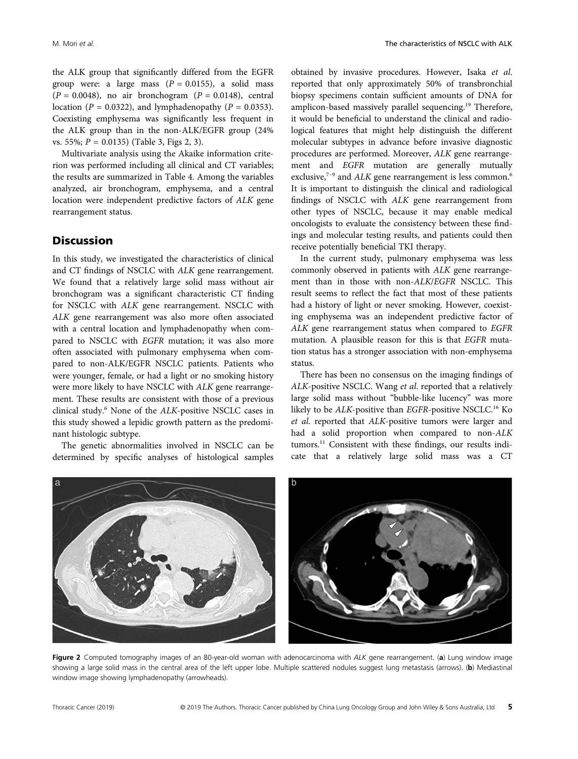the ALK group that significantly differed from the EGFR group were: a large mass ($P = 0.0155$), a solid mass ($P = 0.0048$), no air bronchogram ($P = 0.0148$), central location ($P = 0.0322$), and lymphadenopathy ($P = 0.0353$). Coexisting emphysema was significantly less frequent in the ALK group than in the non-ALK/EGFR group (24% vs. 55%; $P = 0.0135$) (Table 3, Figs 2, 3).

Multivariate analysis using the Akaike information criterion was performed including all clinical and CT variables; the results are summarized in Table 4. Among the variables analyzed, air bronchogram, emphysema, and a central location were independent predictive factors of *ALK* gene rearrangement status.

## Discussion

In this study, we investigated the characteristics of clinical and CT findings of NSCLC with *ALK* gene rearrangement. We found that a relatively large solid mass without air bronchogram was a significant characteristic CT finding for NSCLC with *ALK* gene rearrangement. NSCLC with *ALK* gene rearrangement was also more often associated with a central location and lymphadenopathy when compared to NSCLC with *EGFR* mutation; it was also more often associated with pulmonary emphysema when compared to non-ALK/EGFR NSCLC patients. Patients who were younger, female, or had a light or no smoking history were more likely to have NSCLC with *ALK* gene rearrangement. These results are consistent with those of a previous clinical study.[6] None of the *ALK*-positive NSCLC cases in this study showed a lepidic growth pattern as the predominant histologic subtype.

The genetic abnormalities involved in NSCLC can be determined by specific analyses of histological samples obtained by invasive procedures. However, Isaka *et al.* reported that only approximately 50% of transbronchial biopsy specimens contain sufficient amounts of DNA for amplicon-based massively parallel sequencing.[19] Therefore, it would be beneficial to understand the clinical and radiological features that might help distinguish the different molecular subtypes in advance before invasive diagnostic procedures are performed. Moreover, *ALK* gene rearrangement and *EGFR* mutation are generally mutually exclusive,[7–9] and *ALK* gene rearrangement is less common.[6] It is important to distinguish the clinical and radiological findings of NSCLC with *ALK* gene rearrangement from other types of NSCLC, because it may enable medical oncologists to evaluate the consistency between these findings and molecular testing results, and patients could then receive potentially beneficial TKI therapy.

In the current study, pulmonary emphysema was less commonly observed in patients with *ALK* gene rearrangement than in those with non-*ALK*/*EGFR* NSCLC. This result seems to reflect the fact that most of these patients had a history of light or never smoking. However, coexisting emphysema was an independent predictive factor of *ALK* gene rearrangement status when compared to *EGFR* mutation. A plausible reason for this is that *EGFR* mutation status has a stronger association with non-emphysema status.

There has been no consensus on the imaging findings of *ALK*-positive NSCLC. Wang *et al.* reported that a relatively large solid mass without "bubble-like lucency" was more likely to be *ALK*-positive than *EGFR*-positive NSCLC.[16] Ko *et al.* reported that *ALK*-positive tumors were larger and had a solid proportion when compared to non-*ALK* tumors.[11] Consistent with these findings, our results indicate that a relatively large solid mass was a CT

**Figure 2** Computed tomography images of an 80-year-old woman with adenocarcinoma with *ALK* gene rearrangement. (**a**) Lung window image showing a large solid mass in the central area of the left upper lobe. Multiple scattered nodules suggest lung metastasis (arrows). (**b**) Mediastinal window image showing lymphadenopathy (arrowheads).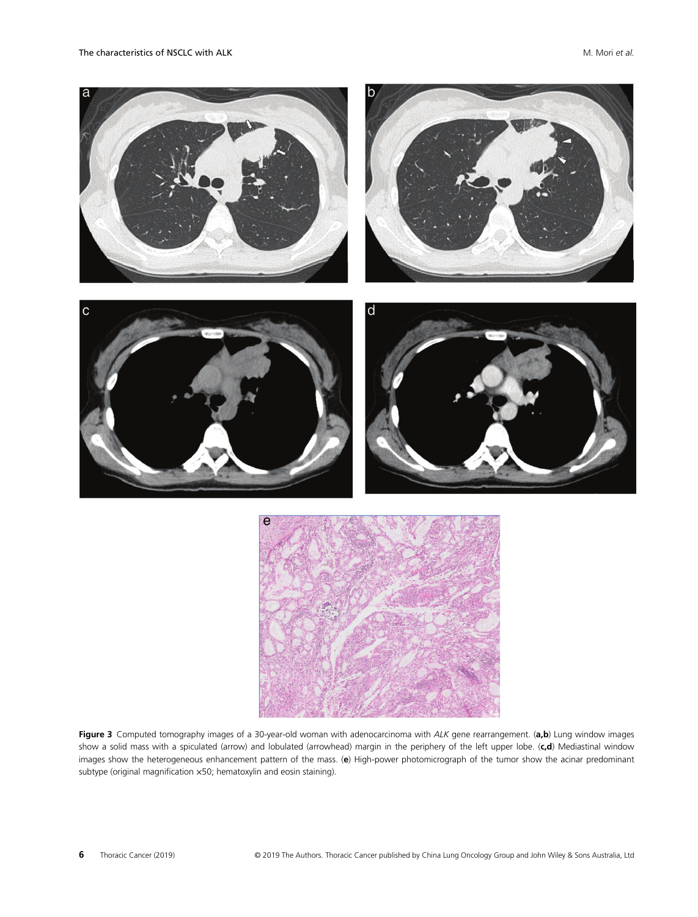**Figure 3** Computed tomography images of a 30-year-old woman with adenocarcinoma with *ALK* gene rearrangement. (**a,b**) Lung window images show a solid mass with a spiculated (arrow) and lobulated (arrowhead) margin in the periphery of the left upper lobe. (**c,d**) Mediastinal window images show the heterogeneous enhancement pattern of the mass. (**e**) High-power photomicrograph of the tumor show the acinar predominant subtype (original magnification ×50; hematoxylin and eosin staining).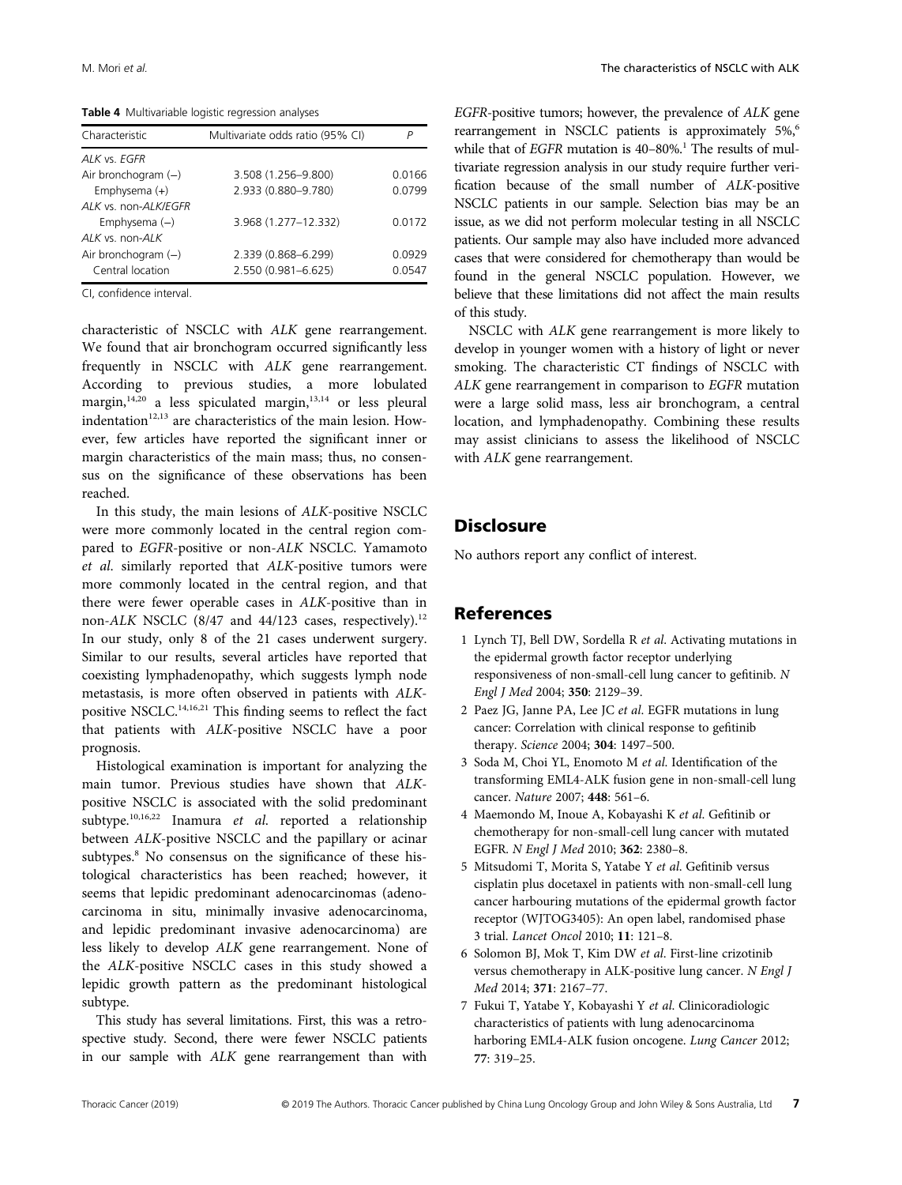**Table 4** Multivariable logistic regression analyses

| Characteristic | Multivariate odds ratio (95% CI) | *P* |
|---|---|---|
| *ALK* vs. *EGFR* | | |
| Air bronchogram (−) | 3.508 (1.256–9.800) | 0.0166 |
| Emphysema (+) | 2.933 (0.880–9.780) | 0.0799 |
| *ALK* vs. non-*ALK/EGFR* | | |
| Emphysema (−) | 3.968 (1.277–12.332) | 0.0172 |
| *ALK* vs. non-*ALK* | | |
| Air bronchogram (−) | 2.339 (0.868–6.299) | 0.0929 |
| Central location | 2.550 (0.981–6.625) | 0.0547 |

CI, confidence interval.

characteristic of NSCLC with *ALK* gene rearrangement. We found that air bronchogram occurred significantly less frequently in NSCLC with *ALK* gene rearrangement. According to previous studies, a more lobulated margin,[14,20] a less spiculated margin,[13,14] or less pleural indentation[12,13] are characteristics of the main lesion. However, few articles have reported the significant inner or margin characteristics of the main mass; thus, no consensus on the significance of these observations has been reached.

In this study, the main lesions of *ALK*-positive NSCLC were more commonly located in the central region compared to *EGFR*-positive or non-*ALK* NSCLC. Yamamoto *et al*. similarly reported that *ALK*-positive tumors were more commonly located in the central region, and that there were fewer operable cases in *ALK*-positive than in non-*ALK* NSCLC (8/47 and 44/123 cases, respectively).[12] In our study, only 8 of the 21 cases underwent surgery. Similar to our results, several articles have reported that coexisting lymphadenopathy, which suggests lymph node metastasis, is more often observed in patients with *ALK*-positive NSCLC.[14,16,21] This finding seems to reflect the fact that patients with *ALK*-positive NSCLC have a poor prognosis.

Histological examination is important for analyzing the main tumor. Previous studies have shown that *ALK*-positive NSCLC is associated with the solid predominant subtype.[10,16,22] Inamura *et al*. reported a relationship between *ALK*-positive NSCLC and the papillary or acinar subtypes.[8] No consensus on the significance of these histological characteristics has been reached; however, it seems that lepidic predominant adenocarcinomas (adenocarcinoma in situ, minimally invasive adenocarcinoma, and lepidic predominant invasive adenocarcinoma) are less likely to develop *ALK* gene rearrangement. None of the *ALK*-positive NSCLC cases in this study showed a lepidic growth pattern as the predominant histological subtype.

This study has several limitations. First, this was a retrospective study. Second, there were fewer NSCLC patients in our sample with *ALK* gene rearrangement than with *EGFR*-positive tumors; however, the prevalence of *ALK* gene rearrangement in NSCLC patients is approximately 5%,[6] while that of *EGFR* mutation is 40–80%.[1] The results of multivariate regression analysis in our study require further verification because of the small number of *ALK*-positive NSCLC patients in our sample. Selection bias may be an issue, as we did not perform molecular testing in all NSCLC patients. Our sample may also have included more advanced cases that were considered for chemotherapy than would be found in the general NSCLC population. However, we believe that these limitations did not affect the main results of this study.

NSCLC with *ALK* gene rearrangement is more likely to develop in younger women with a history of light or never smoking. The characteristic CT findings of NSCLC with *ALK* gene rearrangement in comparison to *EGFR* mutation were a large solid mass, less air bronchogram, a central location, and lymphadenopathy. Combining these results may assist clinicians to assess the likelihood of NSCLC with *ALK* gene rearrangement.

## Disclosure

No authors report any conflict of interest.

## References

1. Lynch TJ, Bell DW, Sordella R *et al*. Activating mutations in the epidermal growth factor receptor underlying responsiveness of non-small-cell lung cancer to gefitinib. *N Engl J Med* 2004; **350**: 2129–39.
2. Paez JG, Janne PA, Lee JC *et al*. EGFR mutations in lung cancer: Correlation with clinical response to gefitinib therapy. *Science* 2004; **304**: 1497–500.
3. Soda M, Choi YL, Enomoto M *et al*. Identification of the transforming EML4-ALK fusion gene in non-small-cell lung cancer. *Nature* 2007; **448**: 561–6.
4. Maemondo M, Inoue A, Kobayashi K *et al*. Gefitinib or chemotherapy for non-small-cell lung cancer with mutated EGFR. *N Engl J Med* 2010; **362**: 2380–8.
5. Mitsudomi T, Morita S, Yatabe Y *et al*. Gefitinib versus cisplatin plus docetaxel in patients with non-small-cell lung cancer harbouring mutations of the epidermal growth factor receptor (WJTOG3405): An open label, randomised phase 3 trial. *Lancet Oncol* 2010; **11**: 121–8.
6. Solomon BJ, Mok T, Kim DW *et al*. First-line crizotinib versus chemotherapy in ALK-positive lung cancer. *N Engl J Med* 2014; **371**: 2167–77.
7. Fukui T, Yatabe Y, Kobayashi Y *et al*. Clinicoradiologic characteristics of patients with lung adenocarcinoma harboring EML4-ALK fusion oncogene. *Lung Cancer* 2012; **77**: 319–25.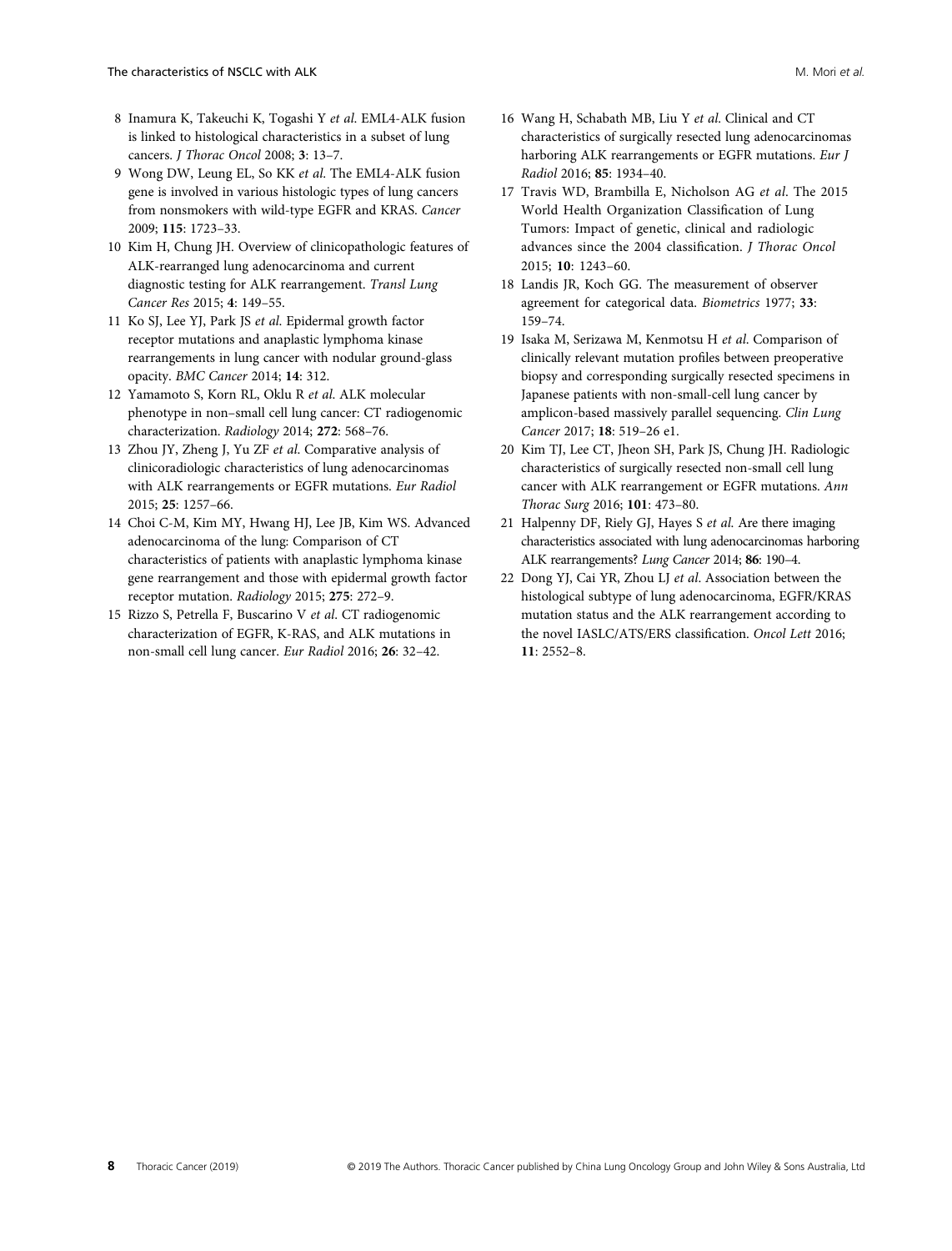8 Inamura K, Takeuchi K, Togashi Y *et al*. EML4-ALK fusion is linked to histological characteristics in a subset of lung cancers. *J Thorac Oncol* 2008; **3**: 13–7.

9 Wong DW, Leung EL, So KK *et al*. The EML4-ALK fusion gene is involved in various histologic types of lung cancers from nonsmokers with wild-type EGFR and KRAS. *Cancer* 2009; **115**: 1723–33.

10 Kim H, Chung JH. Overview of clinicopathologic features of ALK-rearranged lung adenocarcinoma and current diagnostic testing for ALK rearrangement. *Transl Lung Cancer Res* 2015; **4**: 149–55.

11 Ko SJ, Lee YJ, Park JS *et al*. Epidermal growth factor receptor mutations and anaplastic lymphoma kinase rearrangements in lung cancer with nodular ground-glass opacity. *BMC Cancer* 2014; **14**: 312.

12 Yamamoto S, Korn RL, Oklu R *et al*. ALK molecular phenotype in non–small cell lung cancer: CT radiogenomic characterization. *Radiology* 2014; **272**: 568–76.

13 Zhou JY, Zheng J, Yu ZF *et al*. Comparative analysis of clinicoradiologic characteristics of lung adenocarcinomas with ALK rearrangements or EGFR mutations. *Eur Radiol* 2015; **25**: 1257–66.

14 Choi C-M, Kim MY, Hwang HJ, Lee JB, Kim WS. Advanced adenocarcinoma of the lung: Comparison of CT characteristics of patients with anaplastic lymphoma kinase gene rearrangement and those with epidermal growth factor receptor mutation. *Radiology* 2015; **275**: 272–9.

15 Rizzo S, Petrella F, Buscarino V *et al*. CT radiogenomic characterization of EGFR, K-RAS, and ALK mutations in non-small cell lung cancer. *Eur Radiol* 2016; **26**: 32–42.

16 Wang H, Schabath MB, Liu Y *et al*. Clinical and CT characteristics of surgically resected lung adenocarcinomas harboring ALK rearrangements or EGFR mutations. *Eur J Radiol* 2016; **85**: 1934–40.

17 Travis WD, Brambilla E, Nicholson AG *et al*. The 2015 World Health Organization Classification of Lung Tumors: Impact of genetic, clinical and radiologic advances since the 2004 classification. *J Thorac Oncol* 2015; **10**: 1243–60.

18 Landis JR, Koch GG. The measurement of observer agreement for categorical data. *Biometrics* 1977; **33**: 159–74.

19 Isaka M, Serizawa M, Kenmotsu H *et al*. Comparison of clinically relevant mutation profiles between preoperative biopsy and corresponding surgically resected specimens in Japanese patients with non-small-cell lung cancer by amplicon-based massively parallel sequencing. *Clin Lung Cancer* 2017; **18**: 519–26 e1.

20 Kim TJ, Lee CT, Jheon SH, Park JS, Chung JH. Radiologic characteristics of surgically resected non-small cell lung cancer with ALK rearrangement or EGFR mutations. *Ann Thorac Surg* 2016; **101**: 473–80.

21 Halpenny DF, Riely GJ, Hayes S *et al*. Are there imaging characteristics associated with lung adenocarcinomas harboring ALK rearrangements? *Lung Cancer* 2014; **86**: 190–4.

22 Dong YJ, Cai YR, Zhou LJ *et al*. Association between the histological subtype of lung adenocarcinoma, EGFR/KRAS mutation status and the ALK rearrangement according to the novel IASLC/ATS/ERS classification. *Oncol Lett* 2016; **11**: 2552–8.